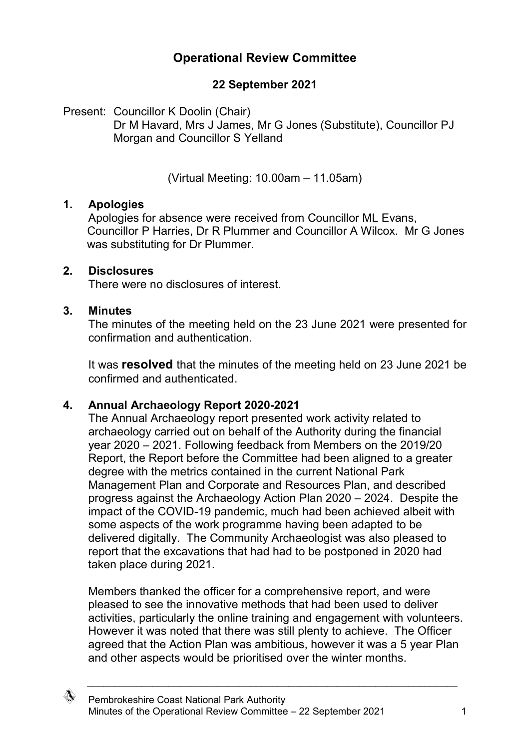# Operational Review Committee

## 22 September 2021

Present: Councillor K Doolin (Chair)
Dr M Havard, Mrs J James, Mr G Jones (Substitute), Councillor PJ Morgan and Councillor S Yelland

(Virtual Meeting: 10.00am – 11.05am)

### 1. Apologies

Apologies for absence were received from Councillor ML Evans, Councillor P Harries, Dr R Plummer and Councillor A Wilcox. Mr G Jones was substituting for Dr Plummer.

### 2. Disclosures

There were no disclosures of interest.

### 3. Minutes

The minutes of the meeting held on the 23 June 2021 were presented for confirmation and authentication.

It was **resolved** that the minutes of the meeting held on 23 June 2021 be confirmed and authenticated.

### 4. Annual Archaeology Report 2020-2021

The Annual Archaeology report presented work activity related to archaeology carried out on behalf of the Authority during the financial year 2020 – 2021. Following feedback from Members on the 2019/20 Report, the Report before the Committee had been aligned to a greater degree with the metrics contained in the current National Park Management Plan and Corporate and Resources Plan, and described progress against the Archaeology Action Plan 2020 – 2024. Despite the impact of the COVID-19 pandemic, much had been achieved albeit with some aspects of the work programme having been adapted to be delivered digitally. The Community Archaeologist was also pleased to report that the excavations that had had to be postponed in 2020 had taken place during 2021.

Members thanked the officer for a comprehensive report, and were pleased to see the innovative methods that had been used to deliver activities, particularly the online training and engagement with volunteers. However it was noted that there was still plenty to achieve. The Officer agreed that the Action Plan was ambitious, however it was a 5 year Plan and other aspects would be prioritised over the winter months.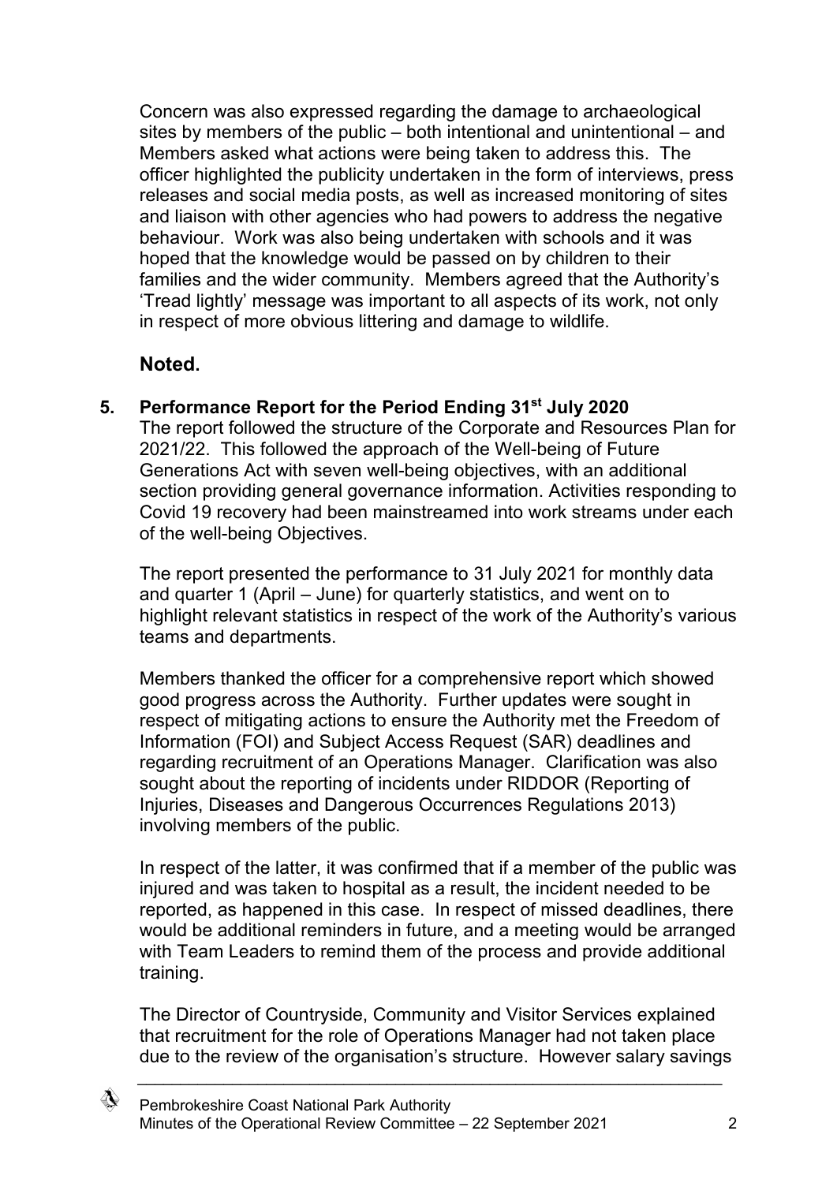Concern was also expressed regarding the damage to archaeological sites by members of the public – both intentional and unintentional – and Members asked what actions were being taken to address this. The officer highlighted the publicity undertaken in the form of interviews, press releases and social media posts, as well as increased monitoring of sites and liaison with other agencies who had powers to address the negative behaviour. Work was also being undertaken with schools and it was hoped that the knowledge would be passed on by children to their families and the wider community. Members agreed that the Authority's 'Tread lightly' message was important to all aspects of its work, not only in respect of more obvious littering and damage to wildlife.

**Noted.**

**5. Performance Report for the Period Ending 31st July 2020**

The report followed the structure of the Corporate and Resources Plan for 2021/22. This followed the approach of the Well-being of Future Generations Act with seven well-being objectives, with an additional section providing general governance information. Activities responding to Covid 19 recovery had been mainstreamed into work streams under each of the well-being Objectives.

The report presented the performance to 31 July 2021 for monthly data and quarter 1 (April – June) for quarterly statistics, and went on to highlight relevant statistics in respect of the work of the Authority's various teams and departments.

Members thanked the officer for a comprehensive report which showed good progress across the Authority. Further updates were sought in respect of mitigating actions to ensure the Authority met the Freedom of Information (FOI) and Subject Access Request (SAR) deadlines and regarding recruitment of an Operations Manager. Clarification was also sought about the reporting of incidents under RIDDOR (Reporting of Injuries, Diseases and Dangerous Occurrences Regulations 2013) involving members of the public.

In respect of the latter, it was confirmed that if a member of the public was injured and was taken to hospital as a result, the incident needed to be reported, as happened in this case. In respect of missed deadlines, there would be additional reminders in future, and a meeting would be arranged with Team Leaders to remind them of the process and provide additional training.

The Director of Countryside, Community and Visitor Services explained that recruitment for the role of Operations Manager had not taken place due to the review of the organisation's structure. However salary savings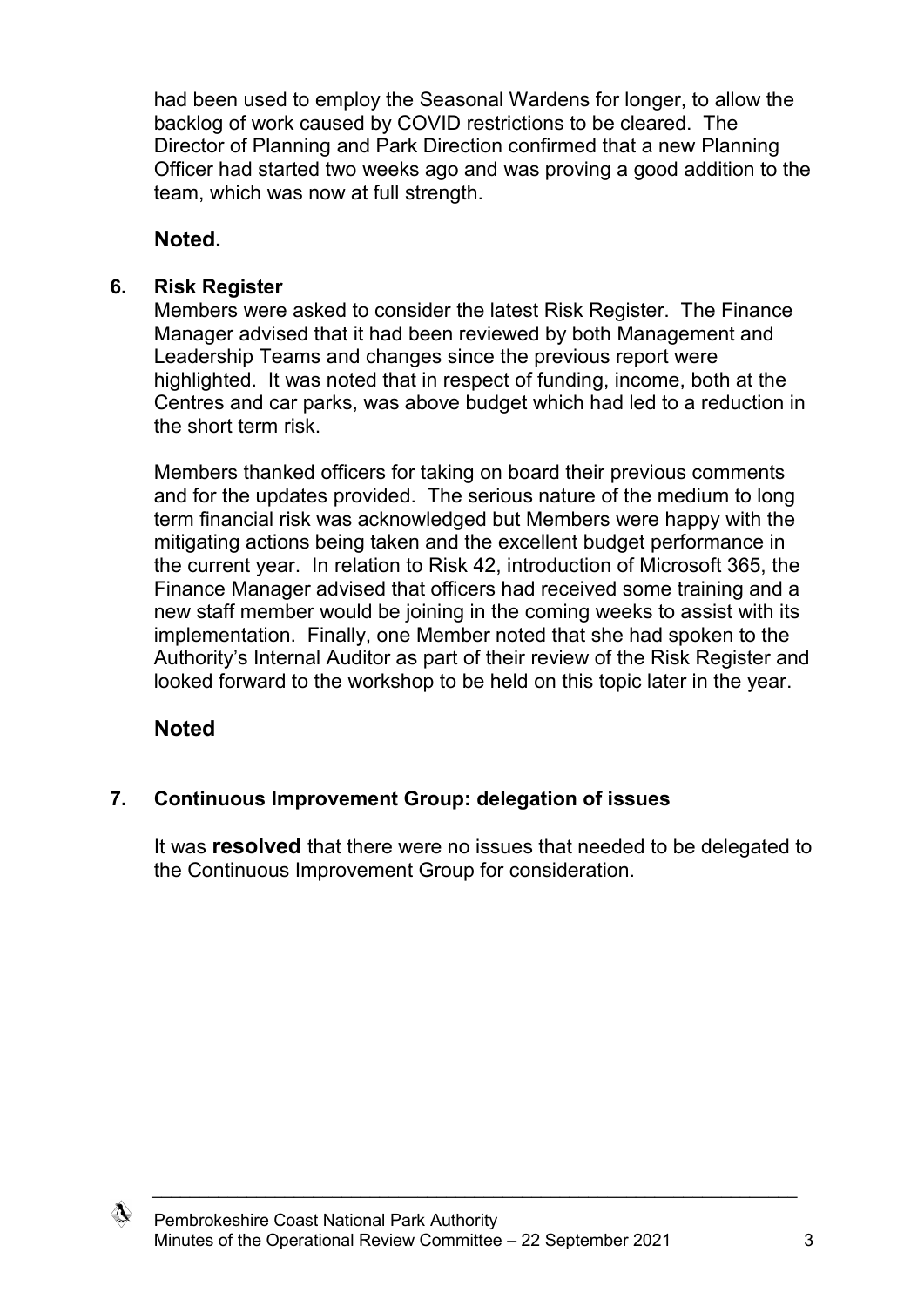had been used to employ the Seasonal Wardens for longer, to allow the backlog of work caused by COVID restrictions to be cleared. The Director of Planning and Park Direction confirmed that a new Planning Officer had started two weeks ago and was proving a good addition to the team, which was now at full strength.

**Noted.**

**6. Risk Register**

Members were asked to consider the latest Risk Register. The Finance Manager advised that it had been reviewed by both Management and Leadership Teams and changes since the previous report were highlighted. It was noted that in respect of funding, income, both at the Centres and car parks, was above budget which had led to a reduction in the short term risk.

Members thanked officers for taking on board their previous comments and for the updates provided. The serious nature of the medium to long term financial risk was acknowledged but Members were happy with the mitigating actions being taken and the excellent budget performance in the current year. In relation to Risk 42, introduction of Microsoft 365, the Finance Manager advised that officers had received some training and a new staff member would be joining in the coming weeks to assist with its implementation. Finally, one Member noted that she had spoken to the Authority's Internal Auditor as part of their review of the Risk Register and looked forward to the workshop to be held on this topic later in the year.

**Noted**

**7. Continuous Improvement Group: delegation of issues**

It was **resolved** that there were no issues that needed to be delegated to the Continuous Improvement Group for consideration.